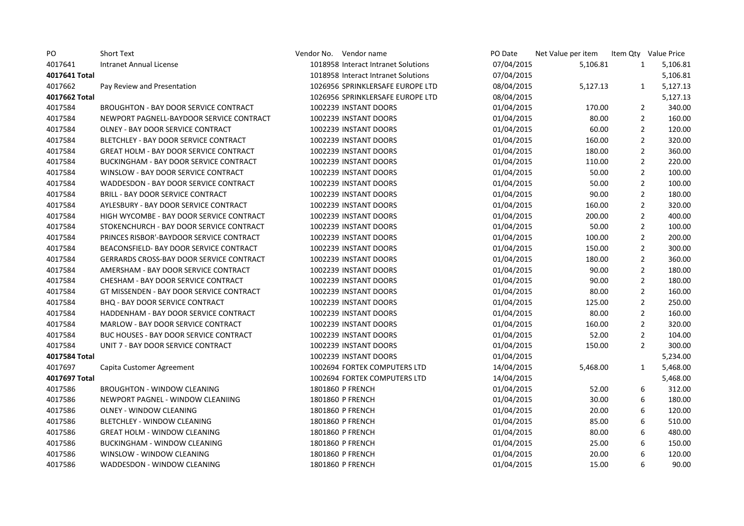| PO | Short Text | Vendor No. | Vendor name | PO Date | Net Value per item | Item Qty | Value Price |
|---|---|---|---|---|---|---|---|
| 4017641 | Intranet Annual License | 1018958 | Interact Intranet Solutions | 07/04/2015 | 5,106.81 | 1 | 5,106.81 |
| **4017641 Total** | | 1018958 | Interact Intranet Solutions | 07/04/2015 | | | 5,106.81 |
| 4017662 | Pay Review and Presentation | 1026956 | SPRINKLERSAFE EUROPE LTD | 08/04/2015 | 5,127.13 | 1 | 5,127.13 |
| **4017662 Total** | | 1026956 | SPRINKLERSAFE EUROPE LTD | 08/04/2015 | | | 5,127.13 |
| 4017584 | BROUGHTON - BAY DOOR SERVICE CONTRACT | 1002239 | INSTANT DOORS | 01/04/2015 | 170.00 | 2 | 340.00 |
| 4017584 | NEWPORT PAGNELL-BAYDOOR SERVICE CONTRACT | 1002239 | INSTANT DOORS | 01/04/2015 | 80.00 | 2 | 160.00 |
| 4017584 | OLNEY - BAY DOOR SERVICE CONTRACT | 1002239 | INSTANT DOORS | 01/04/2015 | 60.00 | 2 | 120.00 |
| 4017584 | BLETCHLEY - BAY DOOR SERVICE CONTRACT | 1002239 | INSTANT DOORS | 01/04/2015 | 160.00 | 2 | 320.00 |
| 4017584 | GREAT HOLM - BAY DOOR SERVICE CONTRACT | 1002239 | INSTANT DOORS | 01/04/2015 | 180.00 | 2 | 360.00 |
| 4017584 | BUCKINGHAM - BAY DOOR SERVICE CONTRACT | 1002239 | INSTANT DOORS | 01/04/2015 | 110.00 | 2 | 220.00 |
| 4017584 | WINSLOW - BAY DOOR SERVICE CONTRACT | 1002239 | INSTANT DOORS | 01/04/2015 | 50.00 | 2 | 100.00 |
| 4017584 | WADDESDON - BAY DOOR SERVICE CONTRACT | 1002239 | INSTANT DOORS | 01/04/2015 | 50.00 | 2 | 100.00 |
| 4017584 | BRILL - BAY DOOR SERVICE CONTRACT | 1002239 | INSTANT DOORS | 01/04/2015 | 90.00 | 2 | 180.00 |
| 4017584 | AYLESBURY - BAY DOOR SERVICE CONTRACT | 1002239 | INSTANT DOORS | 01/04/2015 | 160.00 | 2 | 320.00 |
| 4017584 | HIGH WYCOMBE - BAY DOOR SERVICE CONTRACT | 1002239 | INSTANT DOORS | 01/04/2015 | 200.00 | 2 | 400.00 |
| 4017584 | STOKENCHURCH - BAY DOOR SERVICE CONTRACT | 1002239 | INSTANT DOORS | 01/04/2015 | 50.00 | 2 | 100.00 |
| 4017584 | PRINCES RISBOR'-BAYDOOR SERVICE CONTRACT | 1002239 | INSTANT DOORS | 01/04/2015 | 100.00 | 2 | 200.00 |
| 4017584 | BEACONSFIELD- BAY DOOR SERVICE CONTRACT | 1002239 | INSTANT DOORS | 01/04/2015 | 150.00 | 2 | 300.00 |
| 4017584 | GERRARDS CROSS-BAY DOOR SERVICE CONTRACT | 1002239 | INSTANT DOORS | 01/04/2015 | 180.00 | 2 | 360.00 |
| 4017584 | AMERSHAM - BAY DOOR SERVICE CONTRACT | 1002239 | INSTANT DOORS | 01/04/2015 | 90.00 | 2 | 180.00 |
| 4017584 | CHESHAM - BAY DOOR SERVICE CONTRACT | 1002239 | INSTANT DOORS | 01/04/2015 | 90.00 | 2 | 180.00 |
| 4017584 | GT MISSENDEN - BAY DOOR SERVICE CONTRACT | 1002239 | INSTANT DOORS | 01/04/2015 | 80.00 | 2 | 160.00 |
| 4017584 | BHQ - BAY DOOR SERVICE CONTRACT | 1002239 | INSTANT DOORS | 01/04/2015 | 125.00 | 2 | 250.00 |
| 4017584 | HADDENHAM - BAY DOOR SERVICE CONTRACT | 1002239 | INSTANT DOORS | 01/04/2015 | 80.00 | 2 | 160.00 |
| 4017584 | MARLOW - BAY DOOR SERVICE CONTRACT | 1002239 | INSTANT DOORS | 01/04/2015 | 160.00 | 2 | 320.00 |
| 4017584 | BUC HOUSES - BAY DOOR SERVICE CONTRACT | 1002239 | INSTANT DOORS | 01/04/2015 | 52.00 | 2 | 104.00 |
| 4017584 | UNIT 7 - BAY DOOR SERVICE CONTRACT | 1002239 | INSTANT DOORS | 01/04/2015 | 150.00 | 2 | 300.00 |
| **4017584 Total** | | 1002239 | INSTANT DOORS | 01/04/2015 | | | 5,234.00 |
| 4017697 | Capita Customer Agreement | 1002694 | FORTEK COMPUTERS LTD | 14/04/2015 | 5,468.00 | 1 | 5,468.00 |
| **4017697 Total** | | 1002694 | FORTEK COMPUTERS LTD | 14/04/2015 | | | 5,468.00 |
| 4017586 | BROUGHTON - WINDOW CLEANING | 1801860 | P FRENCH | 01/04/2015 | 52.00 | 6 | 312.00 |
| 4017586 | NEWPORT PAGNEL - WINDOW CLEANIING | 1801860 | P FRENCH | 01/04/2015 | 30.00 | 6 | 180.00 |
| 4017586 | OLNEY - WINDOW CLEANING | 1801860 | P FRENCH | 01/04/2015 | 20.00 | 6 | 120.00 |
| 4017586 | BLETCHLEY - WINDOW CLEANING | 1801860 | P FRENCH | 01/04/2015 | 85.00 | 6 | 510.00 |
| 4017586 | GREAT HOLM - WINDOW CLEANING | 1801860 | P FRENCH | 01/04/2015 | 80.00 | 6 | 480.00 |
| 4017586 | BUCKINGHAM - WINDOW CLEANING | 1801860 | P FRENCH | 01/04/2015 | 25.00 | 6 | 150.00 |
| 4017586 | WINSLOW - WINDOW CLEANING | 1801860 | P FRENCH | 01/04/2015 | 20.00 | 6 | 120.00 |
| 4017586 | WADDESDON - WINDOW CLEANING | 1801860 | P FRENCH | 01/04/2015 | 15.00 | 6 | 90.00 |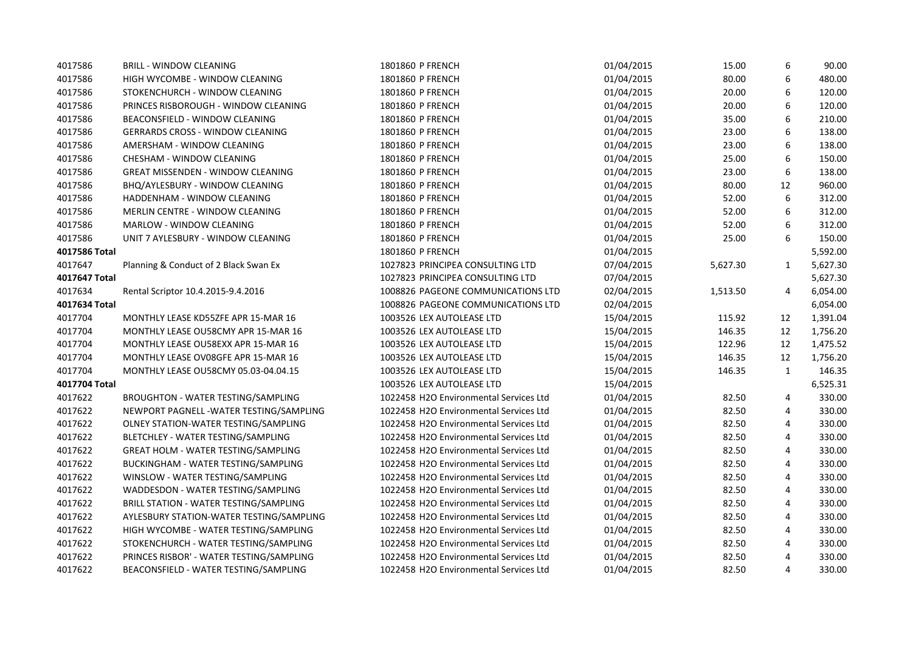| | | | | | | |
|---|---|---|---|---|---|---|
| 4017586 | BRILL - WINDOW CLEANING | 1801860 P FRENCH | 01/04/2015 | 15.00 | 6 | 90.00 |
| 4017586 | HIGH WYCOMBE - WINDOW CLEANING | 1801860 P FRENCH | 01/04/2015 | 80.00 | 6 | 480.00 |
| 4017586 | STOKENCHURCH - WINDOW CLEANING | 1801860 P FRENCH | 01/04/2015 | 20.00 | 6 | 120.00 |
| 4017586 | PRINCES RISBOROUGH - WINDOW CLEANING | 1801860 P FRENCH | 01/04/2015 | 20.00 | 6 | 120.00 |
| 4017586 | BEACONSFIELD - WINDOW CLEANING | 1801860 P FRENCH | 01/04/2015 | 35.00 | 6 | 210.00 |
| 4017586 | GERRARDS CROSS - WINDOW CLEANING | 1801860 P FRENCH | 01/04/2015 | 23.00 | 6 | 138.00 |
| 4017586 | AMERSHAM - WINDOW CLEANING | 1801860 P FRENCH | 01/04/2015 | 23.00 | 6 | 138.00 |
| 4017586 | CHESHAM - WINDOW CLEANING | 1801860 P FRENCH | 01/04/2015 | 25.00 | 6 | 150.00 |
| 4017586 | GREAT MISSENDEN - WINDOW CLEANING | 1801860 P FRENCH | 01/04/2015 | 23.00 | 6 | 138.00 |
| 4017586 | BHQ/AYLESBURY - WINDOW CLEANING | 1801860 P FRENCH | 01/04/2015 | 80.00 | 12 | 960.00 |
| 4017586 | HADDENHAM - WINDOW CLEANING | 1801860 P FRENCH | 01/04/2015 | 52.00 | 6 | 312.00 |
| 4017586 | MERLIN CENTRE - WINDOW CLEANING | 1801860 P FRENCH | 01/04/2015 | 52.00 | 6 | 312.00 |
| 4017586 | MARLOW - WINDOW CLEANING | 1801860 P FRENCH | 01/04/2015 | 52.00 | 6 | 312.00 |
| 4017586 | UNIT 7 AYLESBURY - WINDOW CLEANING | 1801860 P FRENCH | 01/04/2015 | 25.00 | 6 | 150.00 |
| **4017586 Total** | | 1801860 P FRENCH | 01/04/2015 | | | 5,592.00 |
| 4017647 | Planning & Conduct of 2 Black Swan Ex | 1027823 PRINCIPEA CONSULTING LTD | 07/04/2015 | 5,627.30 | 1 | 5,627.30 |
| **4017647 Total** | | 1027823 PRINCIPEA CONSULTING LTD | 07/04/2015 | | | 5,627.30 |
| 4017634 | Rental Scriptor 10.4.2015-9.4.2016 | 1008826 PAGEONE COMMUNICATIONS LTD | 02/04/2015 | 1,513.50 | 4 | 6,054.00 |
| **4017634 Total** | | 1008826 PAGEONE COMMUNICATIONS LTD | 02/04/2015 | | | 6,054.00 |
| 4017704 | MONTHLY LEASE KD55ZFE APR 15-MAR 16 | 1003526 LEX AUTOLEASE LTD | 15/04/2015 | 115.92 | 12 | 1,391.04 |
| 4017704 | MONTHLY LEASE OU58CMY APR 15-MAR 16 | 1003526 LEX AUTOLEASE LTD | 15/04/2015 | 146.35 | 12 | 1,756.20 |
| 4017704 | MONTHLY LEASE OU58EXX APR 15-MAR 16 | 1003526 LEX AUTOLEASE LTD | 15/04/2015 | 122.96 | 12 | 1,475.52 |
| 4017704 | MONTHLY LEASE OV08GFE APR 15-MAR 16 | 1003526 LEX AUTOLEASE LTD | 15/04/2015 | 146.35 | 12 | 1,756.20 |
| 4017704 | MONTHLY LEASE OU58CMY 05.03-04.04.15 | 1003526 LEX AUTOLEASE LTD | 15/04/2015 | 146.35 | 1 | 146.35 |
| **4017704 Total** | | 1003526 LEX AUTOLEASE LTD | 15/04/2015 | | | 6,525.31 |
| 4017622 | BROUGHTON - WATER TESTING/SAMPLING | 1022458 H2O Environmental Services Ltd | 01/04/2015 | 82.50 | 4 | 330.00 |
| 4017622 | NEWPORT PAGNELL -WATER TESTING/SAMPLING | 1022458 H2O Environmental Services Ltd | 01/04/2015 | 82.50 | 4 | 330.00 |
| 4017622 | OLNEY STATION-WATER TESTING/SAMPLING | 1022458 H2O Environmental Services Ltd | 01/04/2015 | 82.50 | 4 | 330.00 |
| 4017622 | BLETCHLEY - WATER TESTING/SAMPLING | 1022458 H2O Environmental Services Ltd | 01/04/2015 | 82.50 | 4 | 330.00 |
| 4017622 | GREAT HOLM - WATER TESTING/SAMPLING | 1022458 H2O Environmental Services Ltd | 01/04/2015 | 82.50 | 4 | 330.00 |
| 4017622 | BUCKINGHAM - WATER TESTING/SAMPLING | 1022458 H2O Environmental Services Ltd | 01/04/2015 | 82.50 | 4 | 330.00 |
| 4017622 | WINSLOW - WATER TESTING/SAMPLING | 1022458 H2O Environmental Services Ltd | 01/04/2015 | 82.50 | 4 | 330.00 |
| 4017622 | WADDESDON - WATER TESTING/SAMPLING | 1022458 H2O Environmental Services Ltd | 01/04/2015 | 82.50 | 4 | 330.00 |
| 4017622 | BRILL STATION - WATER TESTING/SAMPLING | 1022458 H2O Environmental Services Ltd | 01/04/2015 | 82.50 | 4 | 330.00 |
| 4017622 | AYLESBURY STATION-WATER TESTING/SAMPLING | 1022458 H2O Environmental Services Ltd | 01/04/2015 | 82.50 | 4 | 330.00 |
| 4017622 | HIGH WYCOMBE - WATER TESTING/SAMPLING | 1022458 H2O Environmental Services Ltd | 01/04/2015 | 82.50 | 4 | 330.00 |
| 4017622 | STOKENCHURCH - WATER TESTING/SAMPLING | 1022458 H2O Environmental Services Ltd | 01/04/2015 | 82.50 | 4 | 330.00 |
| 4017622 | PRINCES RISBOR' - WATER TESTING/SAMPLING | 1022458 H2O Environmental Services Ltd | 01/04/2015 | 82.50 | 4 | 330.00 |
| 4017622 | BEACONSFIELD - WATER TESTING/SAMPLING | 1022458 H2O Environmental Services Ltd | 01/04/2015 | 82.50 | 4 | 330.00 |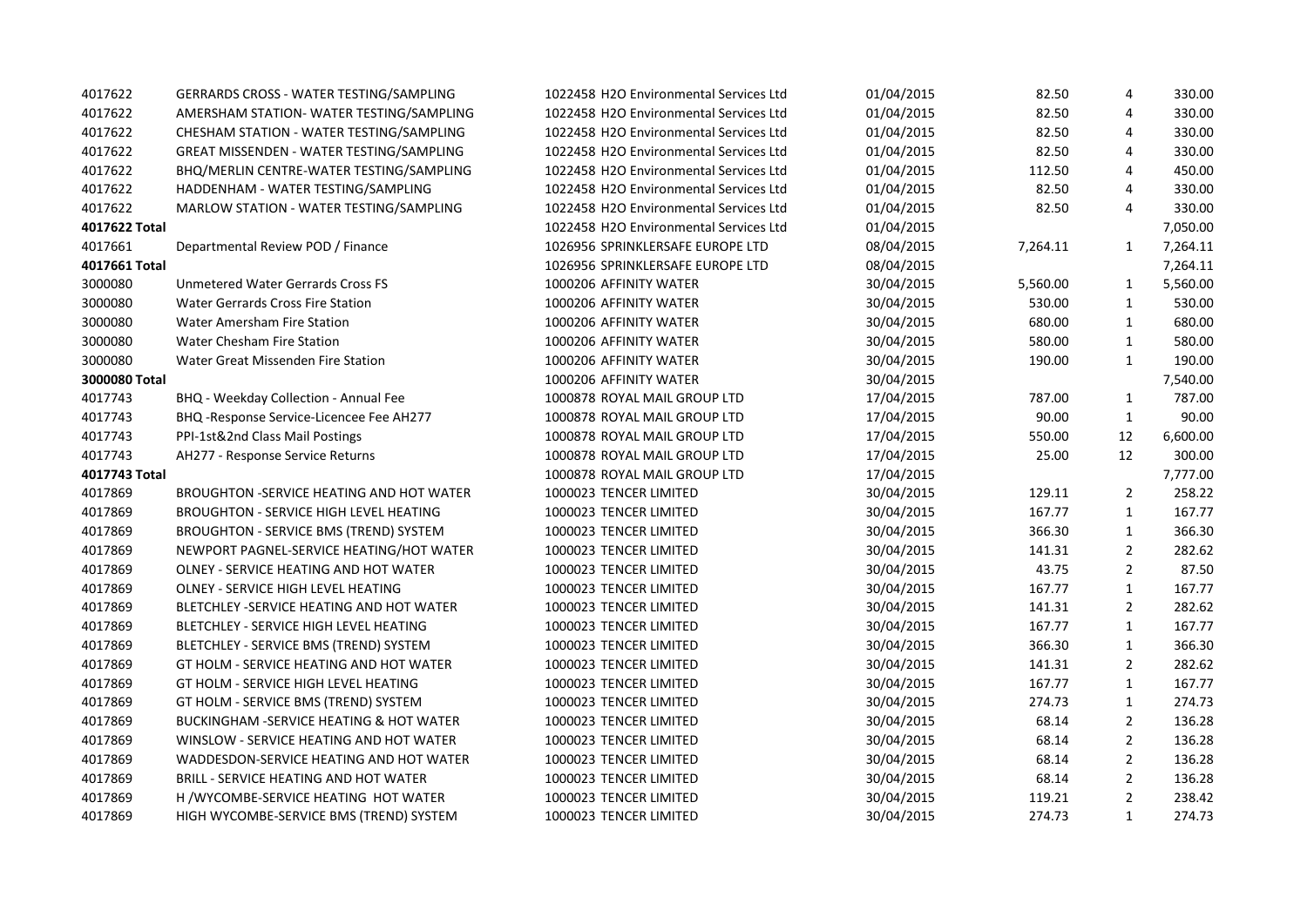| | | | | | | |
|---|---|---|---|---|---|---|
| 4017622 | GERRARDS CROSS - WATER TESTING/SAMPLING | 1022458 H2O Environmental Services Ltd | 01/04/2015 | 82.50 | 4 | 330.00 |
| 4017622 | AMERSHAM STATION- WATER TESTING/SAMPLING | 1022458 H2O Environmental Services Ltd | 01/04/2015 | 82.50 | 4 | 330.00 |
| 4017622 | CHESHAM STATION - WATER TESTING/SAMPLING | 1022458 H2O Environmental Services Ltd | 01/04/2015 | 82.50 | 4 | 330.00 |
| 4017622 | GREAT MISSENDEN - WATER TESTING/SAMPLING | 1022458 H2O Environmental Services Ltd | 01/04/2015 | 82.50 | 4 | 330.00 |
| 4017622 | BHQ/MERLIN CENTRE-WATER TESTING/SAMPLING | 1022458 H2O Environmental Services Ltd | 01/04/2015 | 112.50 | 4 | 450.00 |
| 4017622 | HADDENHAM - WATER TESTING/SAMPLING | 1022458 H2O Environmental Services Ltd | 01/04/2015 | 82.50 | 4 | 330.00 |
| 4017622 | MARLOW STATION - WATER TESTING/SAMPLING | 1022458 H2O Environmental Services Ltd | 01/04/2015 | 82.50 | 4 | 330.00 |
| **4017622 Total** | | 1022458 H2O Environmental Services Ltd | 01/04/2015 | | | 7,050.00 |
| 4017661 | Departmental Review POD / Finance | 1026956 SPRINKLERSAFE EUROPE LTD | 08/04/2015 | 7,264.11 | 1 | 7,264.11 |
| **4017661 Total** | | 1026956 SPRINKLERSAFE EUROPE LTD | 08/04/2015 | | | 7,264.11 |
| 3000080 | Unmetered Water Gerrards Cross FS | 1000206 AFFINITY WATER | 30/04/2015 | 5,560.00 | 1 | 5,560.00 |
| 3000080 | Water Gerrards Cross Fire Station | 1000206 AFFINITY WATER | 30/04/2015 | 530.00 | 1 | 530.00 |
| 3000080 | Water Amersham Fire Station | 1000206 AFFINITY WATER | 30/04/2015 | 680.00 | 1 | 680.00 |
| 3000080 | Water Chesham Fire Station | 1000206 AFFINITY WATER | 30/04/2015 | 580.00 | 1 | 580.00 |
| 3000080 | Water Great Missenden Fire Station | 1000206 AFFINITY WATER | 30/04/2015 | 190.00 | 1 | 190.00 |
| **3000080 Total** | | 1000206 AFFINITY WATER | 30/04/2015 | | | 7,540.00 |
| 4017743 | BHQ - Weekday Collection - Annual Fee | 1000878 ROYAL MAIL GROUP LTD | 17/04/2015 | 787.00 | 1 | 787.00 |
| 4017743 | BHQ -Response Service-Licencee Fee AH277 | 1000878 ROYAL MAIL GROUP LTD | 17/04/2015 | 90.00 | 1 | 90.00 |
| 4017743 | PPI-1st&2nd Class Mail Postings | 1000878 ROYAL MAIL GROUP LTD | 17/04/2015 | 550.00 | 12 | 6,600.00 |
| 4017743 | AH277 - Response Service Returns | 1000878 ROYAL MAIL GROUP LTD | 17/04/2015 | 25.00 | 12 | 300.00 |
| **4017743 Total** | | 1000878 ROYAL MAIL GROUP LTD | 17/04/2015 | | | 7,777.00 |
| 4017869 | BROUGHTON -SERVICE HEATING AND HOT WATER | 1000023 TENCER LIMITED | 30/04/2015 | 129.11 | 2 | 258.22 |
| 4017869 | BROUGHTON - SERVICE HIGH LEVEL HEATING | 1000023 TENCER LIMITED | 30/04/2015 | 167.77 | 1 | 167.77 |
| 4017869 | BROUGHTON - SERVICE BMS (TREND) SYSTEM | 1000023 TENCER LIMITED | 30/04/2015 | 366.30 | 1 | 366.30 |
| 4017869 | NEWPORT PAGNEL-SERVICE HEATING/HOT WATER | 1000023 TENCER LIMITED | 30/04/2015 | 141.31 | 2 | 282.62 |
| 4017869 | OLNEY - SERVICE HEATING AND HOT WATER | 1000023 TENCER LIMITED | 30/04/2015 | 43.75 | 2 | 87.50 |
| 4017869 | OLNEY - SERVICE HIGH LEVEL HEATING | 1000023 TENCER LIMITED | 30/04/2015 | 167.77 | 1 | 167.77 |
| 4017869 | BLETCHLEY -SERVICE HEATING AND HOT WATER | 1000023 TENCER LIMITED | 30/04/2015 | 141.31 | 2 | 282.62 |
| 4017869 | BLETCHLEY - SERVICE HIGH LEVEL HEATING | 1000023 TENCER LIMITED | 30/04/2015 | 167.77 | 1 | 167.77 |
| 4017869 | BLETCHLEY - SERVICE BMS (TREND) SYSTEM | 1000023 TENCER LIMITED | 30/04/2015 | 366.30 | 1 | 366.30 |
| 4017869 | GT HOLM - SERVICE HEATING AND HOT WATER | 1000023 TENCER LIMITED | 30/04/2015 | 141.31 | 2 | 282.62 |
| 4017869 | GT HOLM - SERVICE HIGH LEVEL HEATING | 1000023 TENCER LIMITED | 30/04/2015 | 167.77 | 1 | 167.77 |
| 4017869 | GT HOLM - SERVICE BMS (TREND) SYSTEM | 1000023 TENCER LIMITED | 30/04/2015 | 274.73 | 1 | 274.73 |
| 4017869 | BUCKINGHAM -SERVICE HEATING & HOT WATER | 1000023 TENCER LIMITED | 30/04/2015 | 68.14 | 2 | 136.28 |
| 4017869 | WINSLOW - SERVICE HEATING AND HOT WATER | 1000023 TENCER LIMITED | 30/04/2015 | 68.14 | 2 | 136.28 |
| 4017869 | WADDESDON-SERVICE HEATING AND HOT WATER | 1000023 TENCER LIMITED | 30/04/2015 | 68.14 | 2 | 136.28 |
| 4017869 | BRILL - SERVICE HEATING AND HOT WATER | 1000023 TENCER LIMITED | 30/04/2015 | 68.14 | 2 | 136.28 |
| 4017869 | H /WYCOMBE-SERVICE HEATING HOT WATER | 1000023 TENCER LIMITED | 30/04/2015 | 119.21 | 2 | 238.42 |
| 4017869 | HIGH WYCOMBE-SERVICE BMS (TREND) SYSTEM | 1000023 TENCER LIMITED | 30/04/2015 | 274.73 | 1 | 274.73 |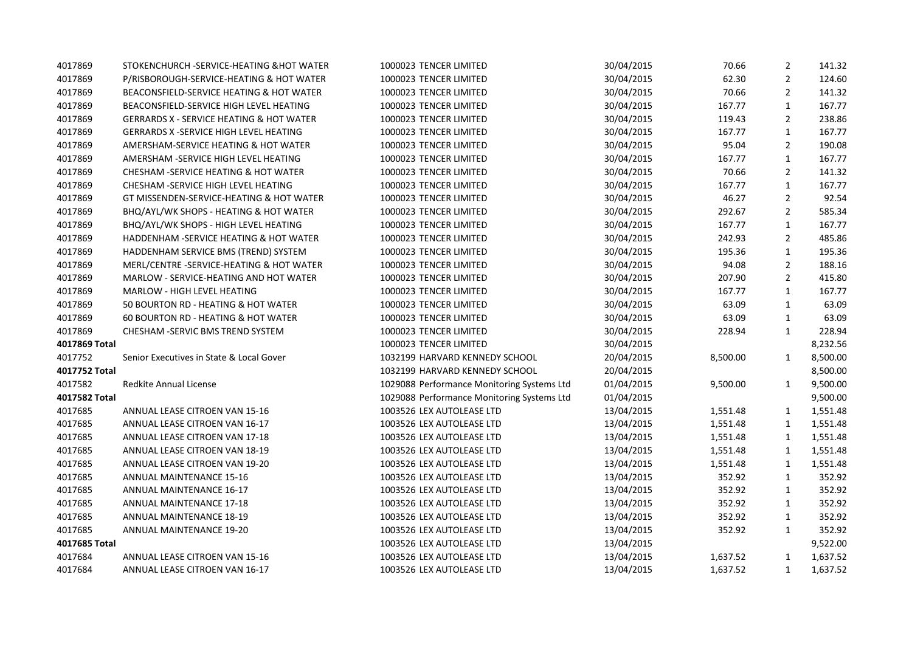| | | | | | | |
|---|---|---|---|---|---|---|
| 4017869 | STOKENCHURCH -SERVICE-HEATING &HOT WATER | 1000023 TENCER LIMITED | 30/04/2015 | 70.66 | 2 | 141.32 |
| 4017869 | P/RISBOROUGH-SERVICE-HEATING & HOT WATER | 1000023 TENCER LIMITED | 30/04/2015 | 62.30 | 2 | 124.60 |
| 4017869 | BEACONSFIELD-SERVICE HEATING & HOT WATER | 1000023 TENCER LIMITED | 30/04/2015 | 70.66 | 2 | 141.32 |
| 4017869 | BEACONSFIELD-SERVICE HIGH LEVEL HEATING | 1000023 TENCER LIMITED | 30/04/2015 | 167.77 | 1 | 167.77 |
| 4017869 | GERRARDS X - SERVICE HEATING & HOT WATER | 1000023 TENCER LIMITED | 30/04/2015 | 119.43 | 2 | 238.86 |
| 4017869 | GERRARDS X -SERVICE HIGH LEVEL HEATING | 1000023 TENCER LIMITED | 30/04/2015 | 167.77 | 1 | 167.77 |
| 4017869 | AMERSHAM-SERVICE HEATING & HOT WATER | 1000023 TENCER LIMITED | 30/04/2015 | 95.04 | 2 | 190.08 |
| 4017869 | AMERSHAM -SERVICE HIGH LEVEL HEATING | 1000023 TENCER LIMITED | 30/04/2015 | 167.77 | 1 | 167.77 |
| 4017869 | CHESHAM -SERVICE HEATING & HOT WATER | 1000023 TENCER LIMITED | 30/04/2015 | 70.66 | 2 | 141.32 |
| 4017869 | CHESHAM -SERVICE HIGH LEVEL HEATING | 1000023 TENCER LIMITED | 30/04/2015 | 167.77 | 1 | 167.77 |
| 4017869 | GT MISSENDEN-SERVICE-HEATING & HOT WATER | 1000023 TENCER LIMITED | 30/04/2015 | 46.27 | 2 | 92.54 |
| 4017869 | BHQ/AYL/WK SHOPS - HEATING & HOT WATER | 1000023 TENCER LIMITED | 30/04/2015 | 292.67 | 2 | 585.34 |
| 4017869 | BHQ/AYL/WK SHOPS - HIGH LEVEL HEATING | 1000023 TENCER LIMITED | 30/04/2015 | 167.77 | 1 | 167.77 |
| 4017869 | HADDENHAM -SERVICE HEATING & HOT WATER | 1000023 TENCER LIMITED | 30/04/2015 | 242.93 | 2 | 485.86 |
| 4017869 | HADDENHAM SERVICE BMS (TREND) SYSTEM | 1000023 TENCER LIMITED | 30/04/2015 | 195.36 | 1 | 195.36 |
| 4017869 | MERL/CENTRE -SERVICE-HEATING & HOT WATER | 1000023 TENCER LIMITED | 30/04/2015 | 94.08 | 2 | 188.16 |
| 4017869 | MARLOW - SERVICE-HEATING AND HOT WATER | 1000023 TENCER LIMITED | 30/04/2015 | 207.90 | 2 | 415.80 |
| 4017869 | MARLOW - HIGH LEVEL HEATING | 1000023 TENCER LIMITED | 30/04/2015 | 167.77 | 1 | 167.77 |
| 4017869 | 50 BOURTON RD - HEATING & HOT WATER | 1000023 TENCER LIMITED | 30/04/2015 | 63.09 | 1 | 63.09 |
| 4017869 | 60 BOURTON RD - HEATING & HOT WATER | 1000023 TENCER LIMITED | 30/04/2015 | 63.09 | 1 | 63.09 |
| 4017869 | CHESHAM -SERVIC BMS TREND SYSTEM | 1000023 TENCER LIMITED | 30/04/2015 | 228.94 | 1 | 228.94 |
| **4017869 Total** | | 1000023 TENCER LIMITED | 30/04/2015 | | | 8,232.56 |
| 4017752 | Senior Executives in State & Local Gover | 1032199 HARVARD KENNEDY SCHOOL | 20/04/2015 | 8,500.00 | 1 | 8,500.00 |
| **4017752 Total** | | 1032199 HARVARD KENNEDY SCHOOL | 20/04/2015 | | | 8,500.00 |
| 4017582 | Redkite Annual License | 1029088 Performance Monitoring Systems Ltd | 01/04/2015 | 9,500.00 | 1 | 9,500.00 |
| **4017582 Total** | | 1029088 Performance Monitoring Systems Ltd | 01/04/2015 | | | 9,500.00 |
| 4017685 | ANNUAL LEASE CITROEN VAN 15-16 | 1003526 LEX AUTOLEASE LTD | 13/04/2015 | 1,551.48 | 1 | 1,551.48 |
| 4017685 | ANNUAL LEASE CITROEN VAN 16-17 | 1003526 LEX AUTOLEASE LTD | 13/04/2015 | 1,551.48 | 1 | 1,551.48 |
| 4017685 | ANNUAL LEASE CITROEN VAN 17-18 | 1003526 LEX AUTOLEASE LTD | 13/04/2015 | 1,551.48 | 1 | 1,551.48 |
| 4017685 | ANNUAL LEASE CITROEN VAN 18-19 | 1003526 LEX AUTOLEASE LTD | 13/04/2015 | 1,551.48 | 1 | 1,551.48 |
| 4017685 | ANNUAL LEASE CITROEN VAN 19-20 | 1003526 LEX AUTOLEASE LTD | 13/04/2015 | 1,551.48 | 1 | 1,551.48 |
| 4017685 | ANNUAL MAINTENANCE 15-16 | 1003526 LEX AUTOLEASE LTD | 13/04/2015 | 352.92 | 1 | 352.92 |
| 4017685 | ANNUAL MAINTENANCE 16-17 | 1003526 LEX AUTOLEASE LTD | 13/04/2015 | 352.92 | 1 | 352.92 |
| 4017685 | ANNUAL MAINTENANCE 17-18 | 1003526 LEX AUTOLEASE LTD | 13/04/2015 | 352.92 | 1 | 352.92 |
| 4017685 | ANNUAL MAINTENANCE 18-19 | 1003526 LEX AUTOLEASE LTD | 13/04/2015 | 352.92 | 1 | 352.92 |
| 4017685 | ANNUAL MAINTENANCE 19-20 | 1003526 LEX AUTOLEASE LTD | 13/04/2015 | 352.92 | 1 | 352.92 |
| **4017685 Total** | | 1003526 LEX AUTOLEASE LTD | 13/04/2015 | | | 9,522.00 |
| 4017684 | ANNUAL LEASE CITROEN VAN 15-16 | 1003526 LEX AUTOLEASE LTD | 13/04/2015 | 1,637.52 | 1 | 1,637.52 |
| 4017684 | ANNUAL LEASE CITROEN VAN 16-17 | 1003526 LEX AUTOLEASE LTD | 13/04/2015 | 1,637.52 | 1 | 1,637.52 |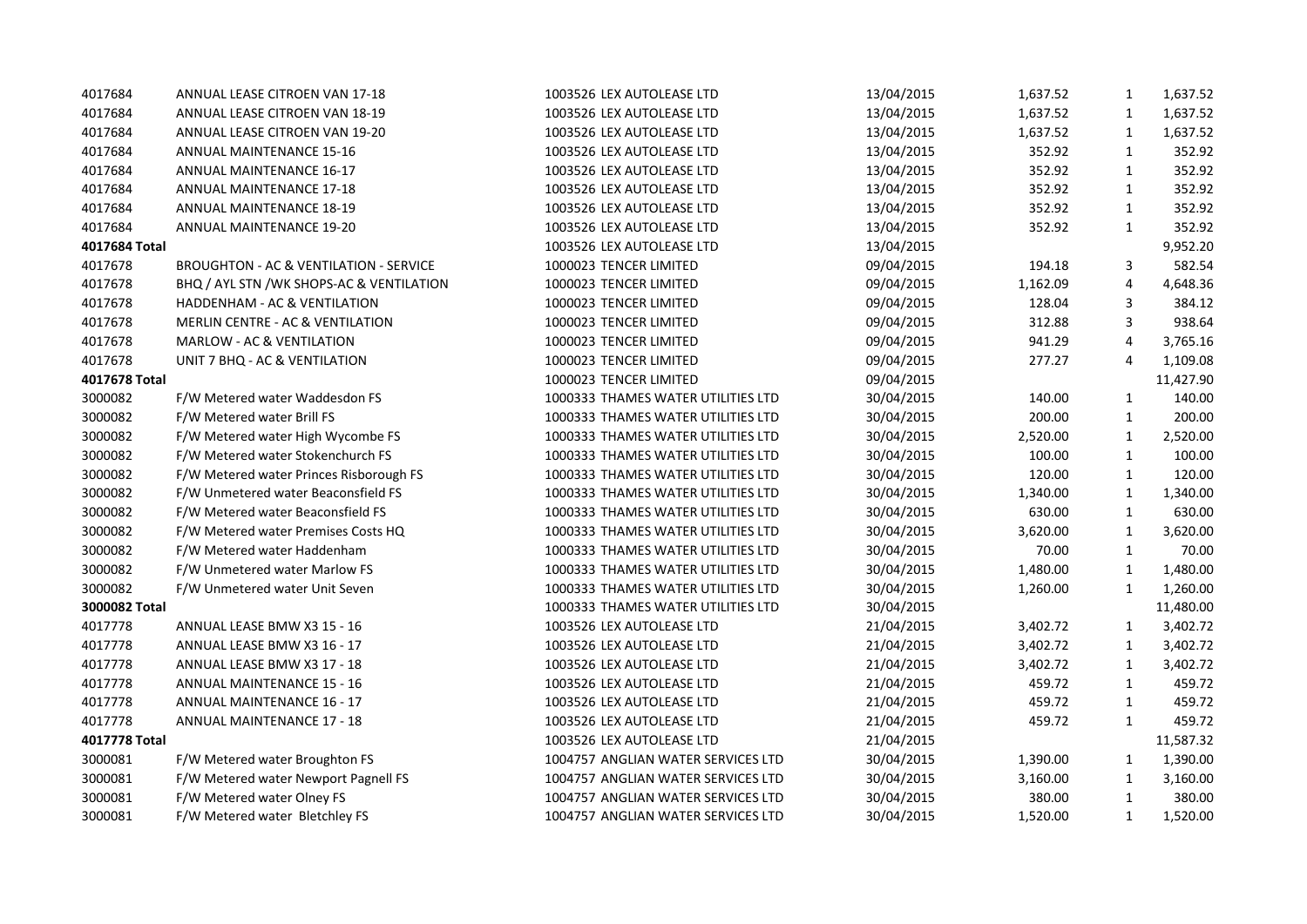| | | | | | | |
|---|---|---|---|---|---|---|
| 4017684 | ANNUAL LEASE CITROEN VAN 17-18 | 1003526 LEX AUTOLEASE LTD | 13/04/2015 | 1,637.52 | 1 | 1,637.52 |
| 4017684 | ANNUAL LEASE CITROEN VAN 18-19 | 1003526 LEX AUTOLEASE LTD | 13/04/2015 | 1,637.52 | 1 | 1,637.52 |
| 4017684 | ANNUAL LEASE CITROEN VAN 19-20 | 1003526 LEX AUTOLEASE LTD | 13/04/2015 | 1,637.52 | 1 | 1,637.52 |
| 4017684 | ANNUAL MAINTENANCE 15-16 | 1003526 LEX AUTOLEASE LTD | 13/04/2015 | 352.92 | 1 | 352.92 |
| 4017684 | ANNUAL MAINTENANCE 16-17 | 1003526 LEX AUTOLEASE LTD | 13/04/2015 | 352.92 | 1 | 352.92 |
| 4017684 | ANNUAL MAINTENANCE 17-18 | 1003526 LEX AUTOLEASE LTD | 13/04/2015 | 352.92 | 1 | 352.92 |
| 4017684 | ANNUAL MAINTENANCE 18-19 | 1003526 LEX AUTOLEASE LTD | 13/04/2015 | 352.92 | 1 | 352.92 |
| 4017684 | ANNUAL MAINTENANCE 19-20 | 1003526 LEX AUTOLEASE LTD | 13/04/2015 | 352.92 | 1 | 352.92 |
| **4017684 Total** | | 1003526 LEX AUTOLEASE LTD | 13/04/2015 | | | 9,952.20 |
| 4017678 | BROUGHTON - AC & VENTILATION - SERVICE | 1000023 TENCER LIMITED | 09/04/2015 | 194.18 | 3 | 582.54 |
| 4017678 | BHQ / AYL STN /WK SHOPS-AC & VENTILATION | 1000023 TENCER LIMITED | 09/04/2015 | 1,162.09 | 4 | 4,648.36 |
| 4017678 | HADDENHAM - AC & VENTILATION | 1000023 TENCER LIMITED | 09/04/2015 | 128.04 | 3 | 384.12 |
| 4017678 | MERLIN CENTRE - AC & VENTILATION | 1000023 TENCER LIMITED | 09/04/2015 | 312.88 | 3 | 938.64 |
| 4017678 | MARLOW - AC & VENTILATION | 1000023 TENCER LIMITED | 09/04/2015 | 941.29 | 4 | 3,765.16 |
| 4017678 | UNIT 7 BHQ - AC & VENTILATION | 1000023 TENCER LIMITED | 09/04/2015 | 277.27 | 4 | 1,109.08 |
| **4017678 Total** | | 1000023 TENCER LIMITED | 09/04/2015 | | | 11,427.90 |
| 3000082 | F/W Metered water Waddesdon FS | 1000333 THAMES WATER UTILITIES LTD | 30/04/2015 | 140.00 | 1 | 140.00 |
| 3000082 | F/W Metered water Brill FS | 1000333 THAMES WATER UTILITIES LTD | 30/04/2015 | 200.00 | 1 | 200.00 |
| 3000082 | F/W Metered water High Wycombe FS | 1000333 THAMES WATER UTILITIES LTD | 30/04/2015 | 2,520.00 | 1 | 2,520.00 |
| 3000082 | F/W Metered water Stokenchurch FS | 1000333 THAMES WATER UTILITIES LTD | 30/04/2015 | 100.00 | 1 | 100.00 |
| 3000082 | F/W Metered water Princes Risborough FS | 1000333 THAMES WATER UTILITIES LTD | 30/04/2015 | 120.00 | 1 | 120.00 |
| 3000082 | F/W Unmetered water Beaconsfield FS | 1000333 THAMES WATER UTILITIES LTD | 30/04/2015 | 1,340.00 | 1 | 1,340.00 |
| 3000082 | F/W Metered water Beaconsfield FS | 1000333 THAMES WATER UTILITIES LTD | 30/04/2015 | 630.00 | 1 | 630.00 |
| 3000082 | F/W Metered water Premises Costs HQ | 1000333 THAMES WATER UTILITIES LTD | 30/04/2015 | 3,620.00 | 1 | 3,620.00 |
| 3000082 | F/W Metered water Haddenham | 1000333 THAMES WATER UTILITIES LTD | 30/04/2015 | 70.00 | 1 | 70.00 |
| 3000082 | F/W Unmetered water Marlow FS | 1000333 THAMES WATER UTILITIES LTD | 30/04/2015 | 1,480.00 | 1 | 1,480.00 |
| 3000082 | F/W Unmetered water Unit Seven | 1000333 THAMES WATER UTILITIES LTD | 30/04/2015 | 1,260.00 | 1 | 1,260.00 |
| **3000082 Total** | | 1000333 THAMES WATER UTILITIES LTD | 30/04/2015 | | | 11,480.00 |
| 4017778 | ANNUAL LEASE BMW X3 15 - 16 | 1003526 LEX AUTOLEASE LTD | 21/04/2015 | 3,402.72 | 1 | 3,402.72 |
| 4017778 | ANNUAL LEASE BMW X3 16 - 17 | 1003526 LEX AUTOLEASE LTD | 21/04/2015 | 3,402.72 | 1 | 3,402.72 |
| 4017778 | ANNUAL LEASE BMW X3 17 - 18 | 1003526 LEX AUTOLEASE LTD | 21/04/2015 | 3,402.72 | 1 | 3,402.72 |
| 4017778 | ANNUAL MAINTENANCE 15 - 16 | 1003526 LEX AUTOLEASE LTD | 21/04/2015 | 459.72 | 1 | 459.72 |
| 4017778 | ANNUAL MAINTENANCE 16 - 17 | 1003526 LEX AUTOLEASE LTD | 21/04/2015 | 459.72 | 1 | 459.72 |
| 4017778 | ANNUAL MAINTENANCE 17 - 18 | 1003526 LEX AUTOLEASE LTD | 21/04/2015 | 459.72 | 1 | 459.72 |
| **4017778 Total** | | 1003526 LEX AUTOLEASE LTD | 21/04/2015 | | | 11,587.32 |
| 3000081 | F/W Metered water Broughton FS | 1004757 ANGLIAN WATER SERVICES LTD | 30/04/2015 | 1,390.00 | 1 | 1,390.00 |
| 3000081 | F/W Metered water Newport Pagnell FS | 1004757 ANGLIAN WATER SERVICES LTD | 30/04/2015 | 3,160.00 | 1 | 3,160.00 |
| 3000081 | F/W Metered water Olney FS | 1004757 ANGLIAN WATER SERVICES LTD | 30/04/2015 | 380.00 | 1 | 380.00 |
| 3000081 | F/W Metered water  Bletchley FS | 1004757 ANGLIAN WATER SERVICES LTD | 30/04/2015 | 1,520.00 | 1 | 1,520.00 |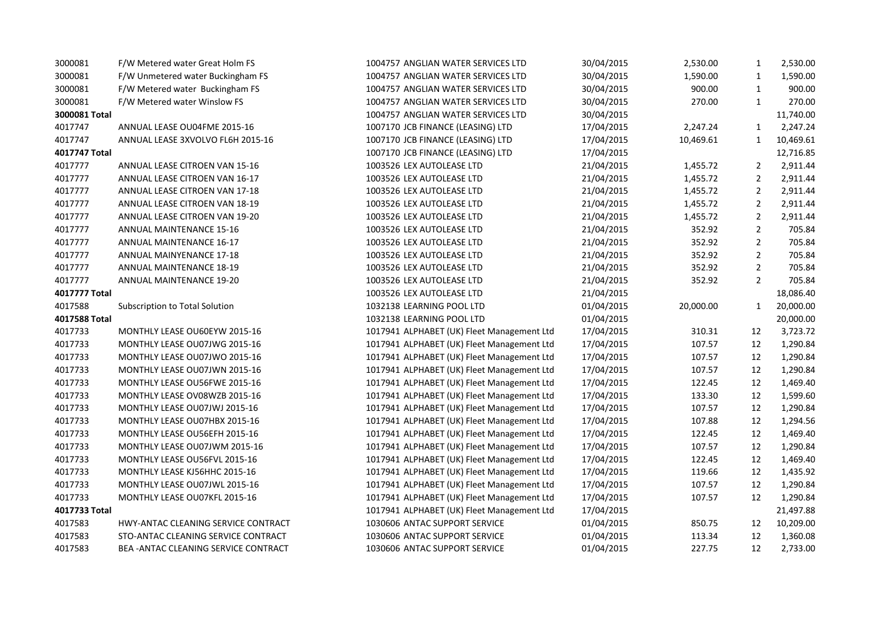| | | | | | | |
|---|---|---|---|---|---|---|
| 3000081 | F/W Metered water Great Holm FS | 1004757 ANGLIAN WATER SERVICES LTD | 30/04/2015 | 2,530.00 | 1 | 2,530.00 |
| 3000081 | F/W Unmetered water Buckingham FS | 1004757 ANGLIAN WATER SERVICES LTD | 30/04/2015 | 1,590.00 | 1 | 1,590.00 |
| 3000081 | F/W Metered water Buckingham FS | 1004757 ANGLIAN WATER SERVICES LTD | 30/04/2015 | 900.00 | 1 | 900.00 |
| 3000081 | F/W Metered water Winslow FS | 1004757 ANGLIAN WATER SERVICES LTD | 30/04/2015 | 270.00 | 1 | 270.00 |
| **3000081 Total** | | 1004757 ANGLIAN WATER SERVICES LTD | 30/04/2015 | | | 11,740.00 |
| 4017747 | ANNUAL LEASE OU04FME 2015-16 | 1007170 JCB FINANCE (LEASING) LTD | 17/04/2015 | 2,247.24 | 1 | 2,247.24 |
| 4017747 | ANNUAL LEASE 3XVOLVO FL6H 2015-16 | 1007170 JCB FINANCE (LEASING) LTD | 17/04/2015 | 10,469.61 | 1 | 10,469.61 |
| **4017747 Total** | | 1007170 JCB FINANCE (LEASING) LTD | 17/04/2015 | | | 12,716.85 |
| 4017777 | ANNUAL LEASE CITROEN VAN 15-16 | 1003526 LEX AUTOLEASE LTD | 21/04/2015 | 1,455.72 | 2 | 2,911.44 |
| 4017777 | ANNUAL LEASE CITROEN VAN 16-17 | 1003526 LEX AUTOLEASE LTD | 21/04/2015 | 1,455.72 | 2 | 2,911.44 |
| 4017777 | ANNUAL LEASE CITROEN VAN 17-18 | 1003526 LEX AUTOLEASE LTD | 21/04/2015 | 1,455.72 | 2 | 2,911.44 |
| 4017777 | ANNUAL LEASE CITROEN VAN 18-19 | 1003526 LEX AUTOLEASE LTD | 21/04/2015 | 1,455.72 | 2 | 2,911.44 |
| 4017777 | ANNUAL LEASE CITROEN VAN 19-20 | 1003526 LEX AUTOLEASE LTD | 21/04/2015 | 1,455.72 | 2 | 2,911.44 |
| 4017777 | ANNUAL MAINTENANCE 15-16 | 1003526 LEX AUTOLEASE LTD | 21/04/2015 | 352.92 | 2 | 705.84 |
| 4017777 | ANNUAL MAINTENANCE 16-17 | 1003526 LEX AUTOLEASE LTD | 21/04/2015 | 352.92 | 2 | 705.84 |
| 4017777 | ANNUAL MAINYENANCE 17-18 | 1003526 LEX AUTOLEASE LTD | 21/04/2015 | 352.92 | 2 | 705.84 |
| 4017777 | ANNUAL MAINTENANCE 18-19 | 1003526 LEX AUTOLEASE LTD | 21/04/2015 | 352.92 | 2 | 705.84 |
| 4017777 | ANNUAL MAINTENANCE 19-20 | 1003526 LEX AUTOLEASE LTD | 21/04/2015 | 352.92 | 2 | 705.84 |
| **4017777 Total** | | 1003526 LEX AUTOLEASE LTD | 21/04/2015 | | | 18,086.40 |
| 4017588 | Subscription to Total Solution | 1032138 LEARNING POOL LTD | 01/04/2015 | 20,000.00 | 1 | 20,000.00 |
| **4017588 Total** | | 1032138 LEARNING POOL LTD | 01/04/2015 | | | 20,000.00 |
| 4017733 | MONTHLY LEASE OU60EYW 2015-16 | 1017941 ALPHABET (UK) Fleet Management Ltd | 17/04/2015 | 310.31 | 12 | 3,723.72 |
| 4017733 | MONTHLY LEASE OU07JWG 2015-16 | 1017941 ALPHABET (UK) Fleet Management Ltd | 17/04/2015 | 107.57 | 12 | 1,290.84 |
| 4017733 | MONTHLY LEASE OU07JWO 2015-16 | 1017941 ALPHABET (UK) Fleet Management Ltd | 17/04/2015 | 107.57 | 12 | 1,290.84 |
| 4017733 | MONTHLY LEASE OU07JWN 2015-16 | 1017941 ALPHABET (UK) Fleet Management Ltd | 17/04/2015 | 107.57 | 12 | 1,290.84 |
| 4017733 | MONTHLY LEASE OU56FWE 2015-16 | 1017941 ALPHABET (UK) Fleet Management Ltd | 17/04/2015 | 122.45 | 12 | 1,469.40 |
| 4017733 | MONTHLY LEASE OV08WZB 2015-16 | 1017941 ALPHABET (UK) Fleet Management Ltd | 17/04/2015 | 133.30 | 12 | 1,599.60 |
| 4017733 | MONTHLY LEASE OU07JWJ 2015-16 | 1017941 ALPHABET (UK) Fleet Management Ltd | 17/04/2015 | 107.57 | 12 | 1,290.84 |
| 4017733 | MONTHLY LEASE OU07HBX 2015-16 | 1017941 ALPHABET (UK) Fleet Management Ltd | 17/04/2015 | 107.88 | 12 | 1,294.56 |
| 4017733 | MONTHLY LEASE OU56EFH 2015-16 | 1017941 ALPHABET (UK) Fleet Management Ltd | 17/04/2015 | 122.45 | 12 | 1,469.40 |
| 4017733 | MONTHLY LEASE OU07JWM 2015-16 | 1017941 ALPHABET (UK) Fleet Management Ltd | 17/04/2015 | 107.57 | 12 | 1,290.84 |
| 4017733 | MONTHLY LEASE OU56FVL 2015-16 | 1017941 ALPHABET (UK) Fleet Management Ltd | 17/04/2015 | 122.45 | 12 | 1,469.40 |
| 4017733 | MONTHLY LEASE KJ56HHC 2015-16 | 1017941 ALPHABET (UK) Fleet Management Ltd | 17/04/2015 | 119.66 | 12 | 1,435.92 |
| 4017733 | MONTHLY LEASE OU07JWL 2015-16 | 1017941 ALPHABET (UK) Fleet Management Ltd | 17/04/2015 | 107.57 | 12 | 1,290.84 |
| 4017733 | MONTHLY LEASE OU07KFL 2015-16 | 1017941 ALPHABET (UK) Fleet Management Ltd | 17/04/2015 | 107.57 | 12 | 1,290.84 |
| **4017733 Total** | | 1017941 ALPHABET (UK) Fleet Management Ltd | 17/04/2015 | | | 21,497.88 |
| 4017583 | HWY-ANTAC CLEANING SERVICE CONTRACT | 1030606 ANTAC SUPPORT SERVICE | 01/04/2015 | 850.75 | 12 | 10,209.00 |
| 4017583 | STO-ANTAC CLEANING SERVICE CONTRACT | 1030606 ANTAC SUPPORT SERVICE | 01/04/2015 | 113.34 | 12 | 1,360.08 |
| 4017583 | BEA -ANTAC CLEANING SERVICE CONTRACT | 1030606 ANTAC SUPPORT SERVICE | 01/04/2015 | 227.75 | 12 | 2,733.00 |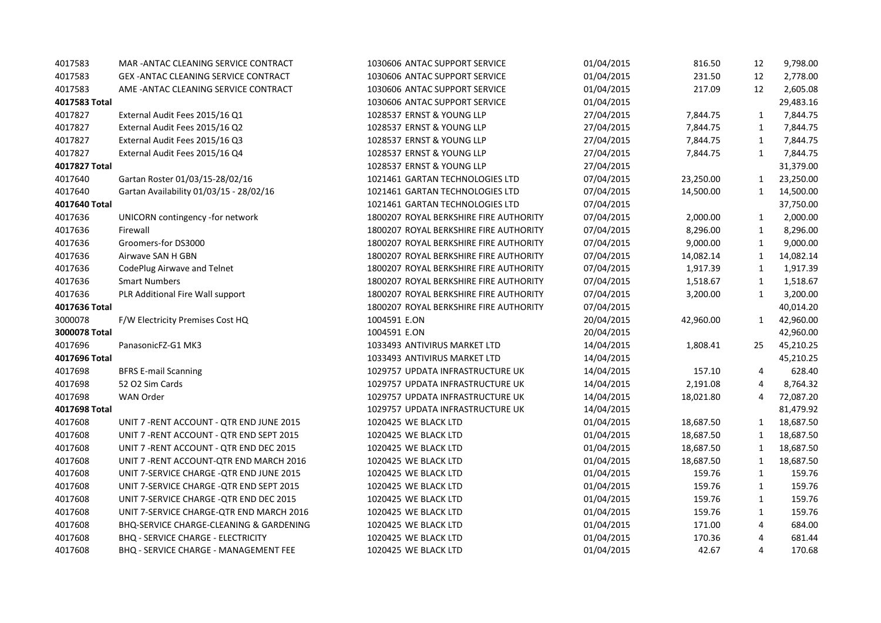| | | | | | | |
|---|---|---|---|---|---|---|
| 4017583 | MAR -ANTAC CLEANING SERVICE CONTRACT | 1030606 ANTAC SUPPORT SERVICE | 01/04/2015 | 816.50 | 12 | 9,798.00 |
| 4017583 | GEX -ANTAC CLEANING SERVICE CONTRACT | 1030606 ANTAC SUPPORT SERVICE | 01/04/2015 | 231.50 | 12 | 2,778.00 |
| 4017583 | AME -ANTAC CLEANING SERVICE CONTRACT | 1030606 ANTAC SUPPORT SERVICE | 01/04/2015 | 217.09 | 12 | 2,605.08 |
| **4017583 Total** | | 1030606 ANTAC SUPPORT SERVICE | 01/04/2015 | | | 29,483.16 |
| 4017827 | External Audit Fees 2015/16 Q1 | 1028537 ERNST & YOUNG LLP | 27/04/2015 | 7,844.75 | 1 | 7,844.75 |
| 4017827 | External Audit Fees 2015/16 Q2 | 1028537 ERNST & YOUNG LLP | 27/04/2015 | 7,844.75 | 1 | 7,844.75 |
| 4017827 | External Audit Fees 2015/16 Q3 | 1028537 ERNST & YOUNG LLP | 27/04/2015 | 7,844.75 | 1 | 7,844.75 |
| 4017827 | External Audit Fees 2015/16 Q4 | 1028537 ERNST & YOUNG LLP | 27/04/2015 | 7,844.75 | 1 | 7,844.75 |
| **4017827 Total** | | 1028537 ERNST & YOUNG LLP | 27/04/2015 | | | 31,379.00 |
| 4017640 | Gartan Roster 01/03/15-28/02/16 | 1021461 GARTAN TECHNOLOGIES LTD | 07/04/2015 | 23,250.00 | 1 | 23,250.00 |
| 4017640 | Gartan Availability 01/03/15 - 28/02/16 | 1021461 GARTAN TECHNOLOGIES LTD | 07/04/2015 | 14,500.00 | 1 | 14,500.00 |
| **4017640 Total** | | 1021461 GARTAN TECHNOLOGIES LTD | 07/04/2015 | | | 37,750.00 |
| 4017636 | UNICORN contingency -for network | 1800207 ROYAL BERKSHIRE FIRE AUTHORITY | 07/04/2015 | 2,000.00 | 1 | 2,000.00 |
| 4017636 | Firewall | 1800207 ROYAL BERKSHIRE FIRE AUTHORITY | 07/04/2015 | 8,296.00 | 1 | 8,296.00 |
| 4017636 | Groomers-for DS3000 | 1800207 ROYAL BERKSHIRE FIRE AUTHORITY | 07/04/2015 | 9,000.00 | 1 | 9,000.00 |
| 4017636 | Airwave SAN H GBN | 1800207 ROYAL BERKSHIRE FIRE AUTHORITY | 07/04/2015 | 14,082.14 | 1 | 14,082.14 |
| 4017636 | CodePlug Airwave and Telnet | 1800207 ROYAL BERKSHIRE FIRE AUTHORITY | 07/04/2015 | 1,917.39 | 1 | 1,917.39 |
| 4017636 | Smart Numbers | 1800207 ROYAL BERKSHIRE FIRE AUTHORITY | 07/04/2015 | 1,518.67 | 1 | 1,518.67 |
| 4017636 | PLR Additional Fire Wall support | 1800207 ROYAL BERKSHIRE FIRE AUTHORITY | 07/04/2015 | 3,200.00 | 1 | 3,200.00 |
| **4017636 Total** | | 1800207 ROYAL BERKSHIRE FIRE AUTHORITY | 07/04/2015 | | | 40,014.20 |
| 3000078 | F/W Electricity Premises Cost HQ | 1004591 E.ON | 20/04/2015 | 42,960.00 | 1 | 42,960.00 |
| **3000078 Total** | | 1004591 E.ON | 20/04/2015 | | | 42,960.00 |
| 4017696 | PanasonicFZ-G1 MK3 | 1033493 ANTIVIRUS MARKET LTD | 14/04/2015 | 1,808.41 | 25 | 45,210.25 |
| **4017696 Total** | | 1033493 ANTIVIRUS MARKET LTD | 14/04/2015 | | | 45,210.25 |
| 4017698 | BFRS E-mail Scanning | 1029757 UPDATA INFRASTRUCTURE UK | 14/04/2015 | 157.10 | 4 | 628.40 |
| 4017698 | 52 O2 Sim Cards | 1029757 UPDATA INFRASTRUCTURE UK | 14/04/2015 | 2,191.08 | 4 | 8,764.32 |
| 4017698 | WAN Order | 1029757 UPDATA INFRASTRUCTURE UK | 14/04/2015 | 18,021.80 | 4 | 72,087.20 |
| **4017698 Total** | | 1029757 UPDATA INFRASTRUCTURE UK | 14/04/2015 | | | 81,479.92 |
| 4017608 | UNIT 7 -RENT ACCOUNT - QTR END JUNE 2015 | 1020425 WE BLACK LTD | 01/04/2015 | 18,687.50 | 1 | 18,687.50 |
| 4017608 | UNIT 7 -RENT ACCOUNT - QTR END SEPT 2015 | 1020425 WE BLACK LTD | 01/04/2015 | 18,687.50 | 1 | 18,687.50 |
| 4017608 | UNIT 7 -RENT ACCOUNT - QTR END DEC 2015 | 1020425 WE BLACK LTD | 01/04/2015 | 18,687.50 | 1 | 18,687.50 |
| 4017608 | UNIT 7 -RENT ACCOUNT-QTR END MARCH 2016 | 1020425 WE BLACK LTD | 01/04/2015 | 18,687.50 | 1 | 18,687.50 |
| 4017608 | UNIT 7-SERVICE CHARGE -QTR END JUNE 2015 | 1020425 WE BLACK LTD | 01/04/2015 | 159.76 | 1 | 159.76 |
| 4017608 | UNIT 7-SERVICE CHARGE -QTR END SEPT 2015 | 1020425 WE BLACK LTD | 01/04/2015 | 159.76 | 1 | 159.76 |
| 4017608 | UNIT 7-SERVICE CHARGE -QTR END DEC 2015 | 1020425 WE BLACK LTD | 01/04/2015 | 159.76 | 1 | 159.76 |
| 4017608 | UNIT 7-SERVICE CHARGE-QTR END MARCH 2016 | 1020425 WE BLACK LTD | 01/04/2015 | 159.76 | 1 | 159.76 |
| 4017608 | BHQ-SERVICE CHARGE-CLEANING & GARDENING | 1020425 WE BLACK LTD | 01/04/2015 | 171.00 | 4 | 684.00 |
| 4017608 | BHQ - SERVICE CHARGE - ELECTRICITY | 1020425 WE BLACK LTD | 01/04/2015 | 170.36 | 4 | 681.44 |
| 4017608 | BHQ - SERVICE CHARGE - MANAGEMENT FEE | 1020425 WE BLACK LTD | 01/04/2015 | 42.67 | 4 | 170.68 |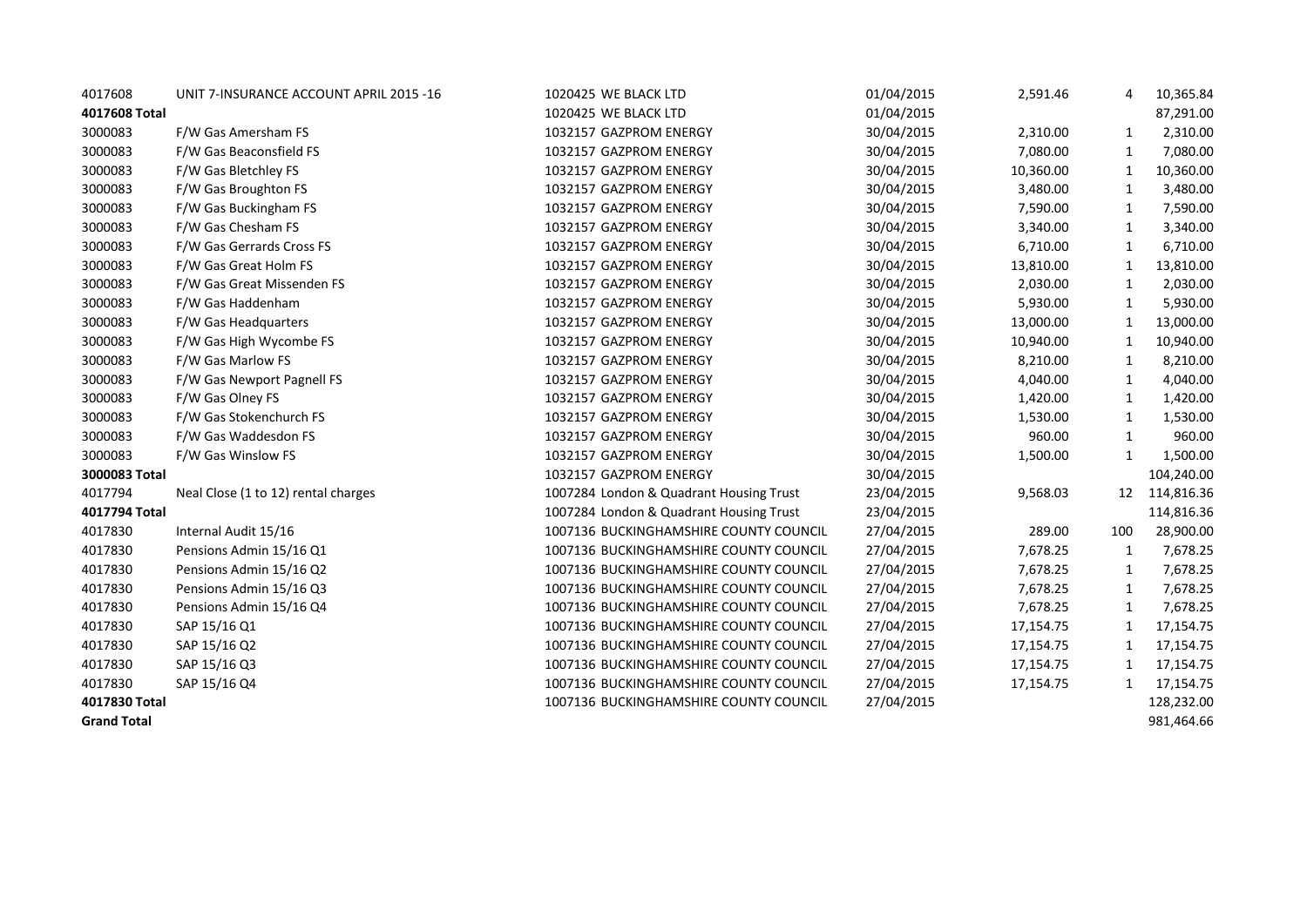| | | | | | | |
|---|---|---|---|---|---|---|
| 4017608 | UNIT 7-INSURANCE ACCOUNT APRIL 2015 -16 | 1020425 WE BLACK LTD | 01/04/2015 | 2,591.46 | 4 | 10,365.84 |
| **4017608 Total** | | 1020425 WE BLACK LTD | 01/04/2015 | | | 87,291.00 |
| 3000083 | F/W Gas Amersham FS | 1032157 GAZPROM ENERGY | 30/04/2015 | 2,310.00 | 1 | 2,310.00 |
| 3000083 | F/W Gas Beaconsfield FS | 1032157 GAZPROM ENERGY | 30/04/2015 | 7,080.00 | 1 | 7,080.00 |
| 3000083 | F/W Gas Bletchley FS | 1032157 GAZPROM ENERGY | 30/04/2015 | 10,360.00 | 1 | 10,360.00 |
| 3000083 | F/W Gas Broughton FS | 1032157 GAZPROM ENERGY | 30/04/2015 | 3,480.00 | 1 | 3,480.00 |
| 3000083 | F/W Gas Buckingham FS | 1032157 GAZPROM ENERGY | 30/04/2015 | 7,590.00 | 1 | 7,590.00 |
| 3000083 | F/W Gas Chesham FS | 1032157 GAZPROM ENERGY | 30/04/2015 | 3,340.00 | 1 | 3,340.00 |
| 3000083 | F/W Gas Gerrards Cross FS | 1032157 GAZPROM ENERGY | 30/04/2015 | 6,710.00 | 1 | 6,710.00 |
| 3000083 | F/W Gas Great Holm FS | 1032157 GAZPROM ENERGY | 30/04/2015 | 13,810.00 | 1 | 13,810.00 |
| 3000083 | F/W Gas Great Missenden FS | 1032157 GAZPROM ENERGY | 30/04/2015 | 2,030.00 | 1 | 2,030.00 |
| 3000083 | F/W Gas Haddenham | 1032157 GAZPROM ENERGY | 30/04/2015 | 5,930.00 | 1 | 5,930.00 |
| 3000083 | F/W Gas Headquarters | 1032157 GAZPROM ENERGY | 30/04/2015 | 13,000.00 | 1 | 13,000.00 |
| 3000083 | F/W Gas High Wycombe FS | 1032157 GAZPROM ENERGY | 30/04/2015 | 10,940.00 | 1 | 10,940.00 |
| 3000083 | F/W Gas Marlow FS | 1032157 GAZPROM ENERGY | 30/04/2015 | 8,210.00 | 1 | 8,210.00 |
| 3000083 | F/W Gas Newport Pagnell FS | 1032157 GAZPROM ENERGY | 30/04/2015 | 4,040.00 | 1 | 4,040.00 |
| 3000083 | F/W Gas Olney FS | 1032157 GAZPROM ENERGY | 30/04/2015 | 1,420.00 | 1 | 1,420.00 |
| 3000083 | F/W Gas Stokenchurch FS | 1032157 GAZPROM ENERGY | 30/04/2015 | 1,530.00 | 1 | 1,530.00 |
| 3000083 | F/W Gas Waddesdon FS | 1032157 GAZPROM ENERGY | 30/04/2015 | 960.00 | 1 | 960.00 |
| 3000083 | F/W Gas Winslow FS | 1032157 GAZPROM ENERGY | 30/04/2015 | 1,500.00 | 1 | 1,500.00 |
| **3000083 Total** | | 1032157 GAZPROM ENERGY | 30/04/2015 | | | 104,240.00 |
| 4017794 | Neal Close (1 to 12) rental charges | 1007284 London & Quadrant Housing Trust | 23/04/2015 | 9,568.03 | 12 | 114,816.36 |
| **4017794 Total** | | 1007284 London & Quadrant Housing Trust | 23/04/2015 | | | 114,816.36 |
| 4017830 | Internal Audit 15/16 | 1007136 BUCKINGHAMSHIRE COUNTY COUNCIL | 27/04/2015 | 289.00 | 100 | 28,900.00 |
| 4017830 | Pensions Admin 15/16 Q1 | 1007136 BUCKINGHAMSHIRE COUNTY COUNCIL | 27/04/2015 | 7,678.25 | 1 | 7,678.25 |
| 4017830 | Pensions Admin 15/16 Q2 | 1007136 BUCKINGHAMSHIRE COUNTY COUNCIL | 27/04/2015 | 7,678.25 | 1 | 7,678.25 |
| 4017830 | Pensions Admin 15/16 Q3 | 1007136 BUCKINGHAMSHIRE COUNTY COUNCIL | 27/04/2015 | 7,678.25 | 1 | 7,678.25 |
| 4017830 | Pensions Admin 15/16 Q4 | 1007136 BUCKINGHAMSHIRE COUNTY COUNCIL | 27/04/2015 | 7,678.25 | 1 | 7,678.25 |
| 4017830 | SAP 15/16 Q1 | 1007136 BUCKINGHAMSHIRE COUNTY COUNCIL | 27/04/2015 | 17,154.75 | 1 | 17,154.75 |
| 4017830 | SAP 15/16 Q2 | 1007136 BUCKINGHAMSHIRE COUNTY COUNCIL | 27/04/2015 | 17,154.75 | 1 | 17,154.75 |
| 4017830 | SAP 15/16 Q3 | 1007136 BUCKINGHAMSHIRE COUNTY COUNCIL | 27/04/2015 | 17,154.75 | 1 | 17,154.75 |
| 4017830 | SAP 15/16 Q4 | 1007136 BUCKINGHAMSHIRE COUNTY COUNCIL | 27/04/2015 | 17,154.75 | 1 | 17,154.75 |
| **4017830 Total** | | 1007136 BUCKINGHAMSHIRE COUNTY COUNCIL | 27/04/2015 | | | 128,232.00 |
| **Grand Total** | | | | | | 981,464.66 |